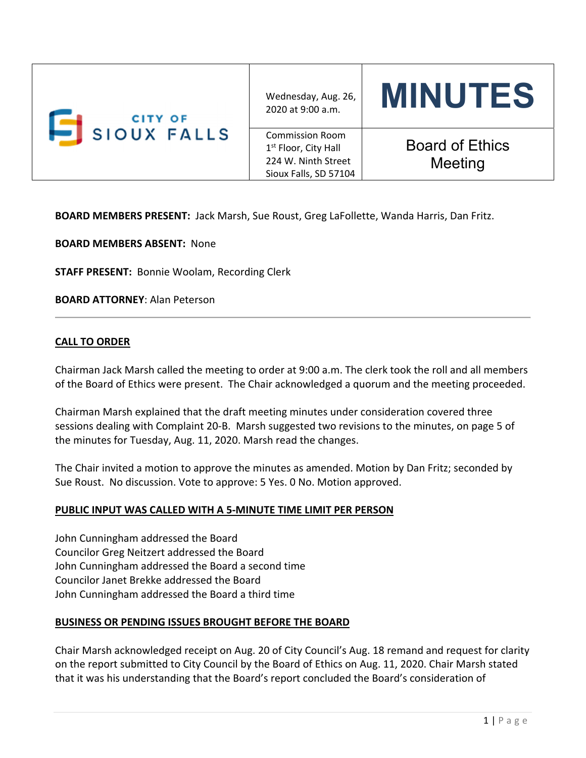| CITY OF SIOUX FALLS | Wednesday, Aug. 26, 2020 at 9:00 a.m. | **MINUTES** |
|---|---|---|
| | Commission Room<br>1st Floor, City Hall<br>224 W. Ninth Street<br>Sioux Falls, SD 57104 | Board of Ethics Meeting |

**BOARD MEMBERS PRESENT:** Jack Marsh, Sue Roust, Greg LaFollette, Wanda Harris, Dan Fritz.

**BOARD MEMBERS ABSENT:** None

**STAFF PRESENT:** Bonnie Woolam, Recording Clerk

**BOARD ATTORNEY**: Alan Peterson

---

## CALL TO ORDER

Chairman Jack Marsh called the meeting to order at 9:00 a.m. The clerk took the roll and all members of the Board of Ethics were present. The Chair acknowledged a quorum and the meeting proceeded.

Chairman Marsh explained that the draft meeting minutes under consideration covered three sessions dealing with Complaint 20-B. Marsh suggested two revisions to the minutes, on page 5 of the minutes for Tuesday, Aug. 11, 2020. Marsh read the changes.

The Chair invited a motion to approve the minutes as amended. Motion by Dan Fritz; seconded by Sue Roust. No discussion. Vote to approve: 5 Yes. 0 No. Motion approved.

## PUBLIC INPUT WAS CALLED WITH A 5-MINUTE TIME LIMIT PER PERSON

John Cunningham addressed the Board
Councilor Greg Neitzert addressed the Board
John Cunningham addressed the Board a second time
Councilor Janet Brekke addressed the Board
John Cunningham addressed the Board a third time

## BUSINESS OR PENDING ISSUES BROUGHT BEFORE THE BOARD

Chair Marsh acknowledged receipt on Aug. 20 of City Council's Aug. 18 remand and request for clarity on the report submitted to City Council by the Board of Ethics on Aug. 11, 2020. Chair Marsh stated that it was his understanding that the Board's report concluded the Board's consideration of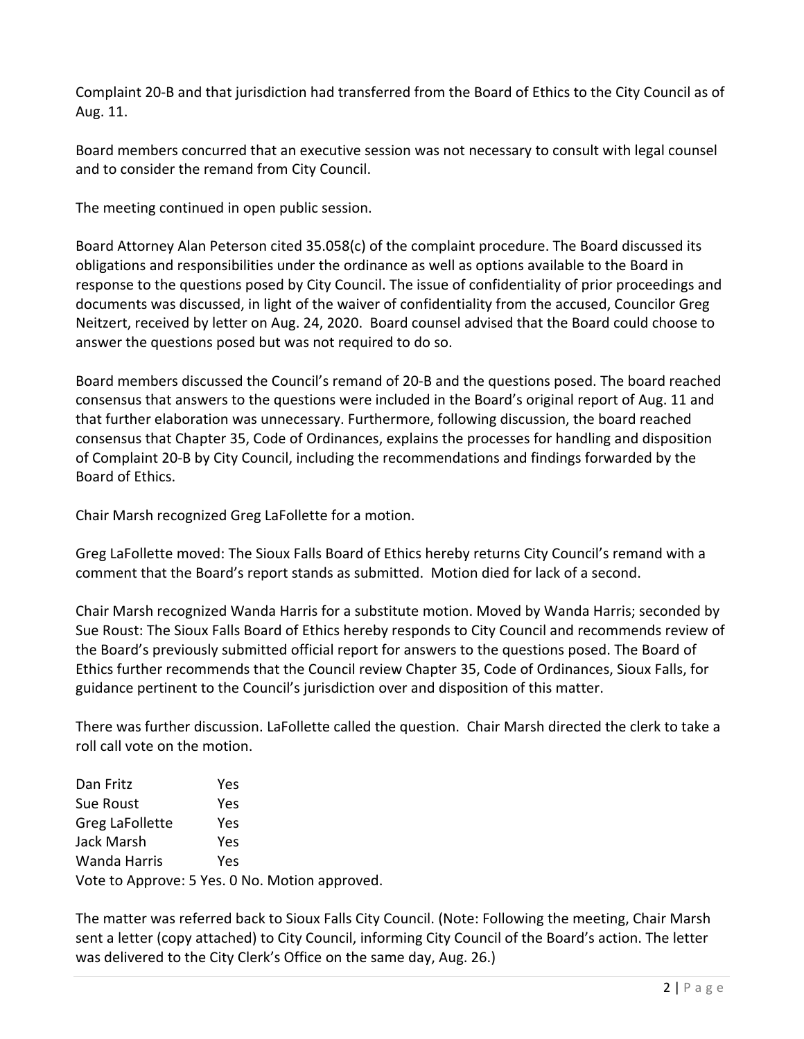Complaint 20-B and that jurisdiction had transferred from the Board of Ethics to the City Council as of Aug. 11.

Board members concurred that an executive session was not necessary to consult with legal counsel and to consider the remand from City Council.

The meeting continued in open public session.

Board Attorney Alan Peterson cited 35.058(c) of the complaint procedure. The Board discussed its obligations and responsibilities under the ordinance as well as options available to the Board in response to the questions posed by City Council. The issue of confidentiality of prior proceedings and documents was discussed, in light of the waiver of confidentiality from the accused, Councilor Greg Neitzert, received by letter on Aug. 24, 2020. Board counsel advised that the Board could choose to answer the questions posed but was not required to do so.

Board members discussed the Council's remand of 20-B and the questions posed. The board reached consensus that answers to the questions were included in the Board's original report of Aug. 11 and that further elaboration was unnecessary. Furthermore, following discussion, the board reached consensus that Chapter 35, Code of Ordinances, explains the processes for handling and disposition of Complaint 20-B by City Council, including the recommendations and findings forwarded by the Board of Ethics.

Chair Marsh recognized Greg LaFollette for a motion.

Greg LaFollette moved: The Sioux Falls Board of Ethics hereby returns City Council's remand with a comment that the Board's report stands as submitted. Motion died for lack of a second.

Chair Marsh recognized Wanda Harris for a substitute motion. Moved by Wanda Harris; seconded by Sue Roust: The Sioux Falls Board of Ethics hereby responds to City Council and recommends review of the Board's previously submitted official report for answers to the questions posed. The Board of Ethics further recommends that the Council review Chapter 35, Code of Ordinances, Sioux Falls, for guidance pertinent to the Council's jurisdiction over and disposition of this matter.

There was further discussion. LaFollette called the question. Chair Marsh directed the clerk to take a roll call vote on the motion.

| | |
|---|---|
| Dan Fritz | Yes |
| Sue Roust | Yes |
| Greg LaFollette | Yes |
| Jack Marsh | Yes |
| Wanda Harris | Yes |

Vote to Approve: 5 Yes. 0 No. Motion approved.

The matter was referred back to Sioux Falls City Council. (Note: Following the meeting, Chair Marsh sent a letter (copy attached) to City Council, informing City Council of the Board's action. The letter was delivered to the City Clerk's Office on the same day, Aug. 26.)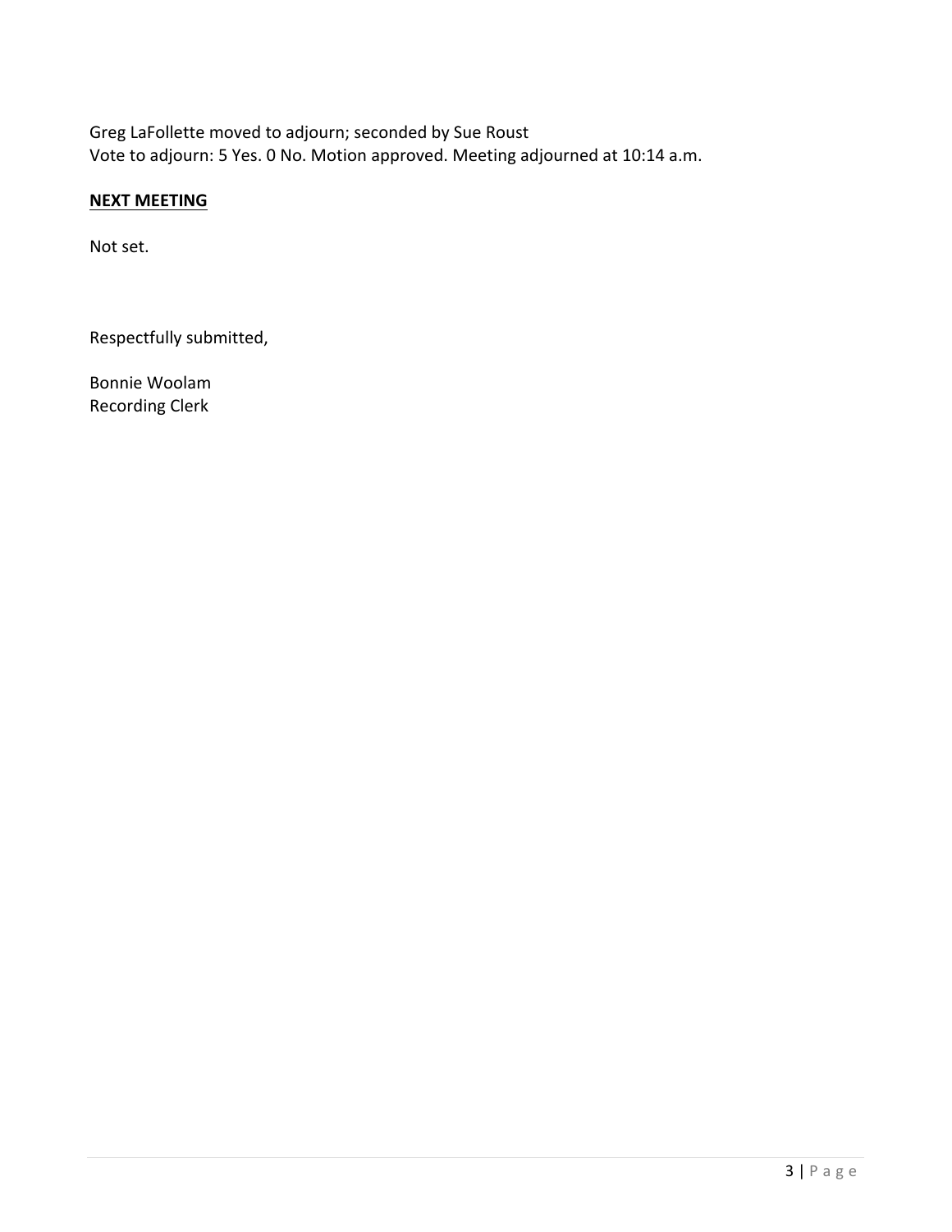Greg LaFollette moved to adjourn; seconded by Sue Roust
Vote to adjourn: 5 Yes. 0 No. Motion approved. Meeting adjourned at 10:14 a.m.

**NEXT MEETING**

Not set.

Respectfully submitted,

Bonnie Woolam
Recording Clerk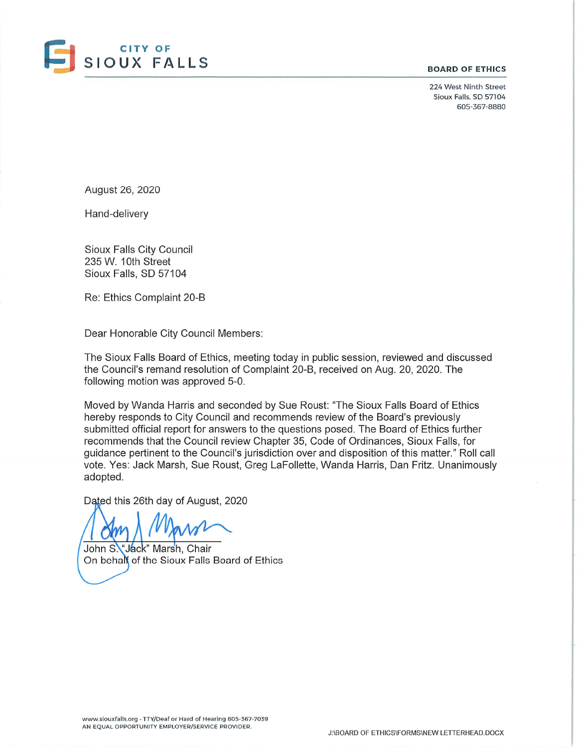CITY OF
SIOUX FALLS

**BOARD OF ETHICS**

224 West Ninth Street
Sioux Falls, SD 57104
605-367-8880

August 26, 2020

Hand-delivery

Sioux Falls City Council
235 W. 10th Street
Sioux Falls, SD 57104

Re: Ethics Complaint 20-B

Dear Honorable City Council Members:

The Sioux Falls Board of Ethics, meeting today in public session, reviewed and discussed the Council's remand resolution of Complaint 20-B, received on Aug. 20, 2020. The following motion was approved 5-0.

Moved by Wanda Harris and seconded by Sue Roust: "The Sioux Falls Board of Ethics hereby responds to City Council and recommends review of the Board's previously submitted official report for answers to the questions posed. The Board of Ethics further recommends that the Council review Chapter 35, Code of Ordinances, Sioux Falls, for guidance pertinent to the Council's jurisdiction over and disposition of this matter." Roll call vote. Yes: Jack Marsh, Sue Roust, Greg LaFollette, Wanda Harris, Dan Fritz. Unanimously adopted.

Dated this 26th day of August, 2020

John S. "Jack" Marsh, Chair
On behalf of the Sioux Falls Board of Ethics

www.siouxfalls.org · TTY/Deaf or Hard of Hearing 605-367-7039
AN EQUAL OPPORTUNITY EMPLOYER/SERVICE PROVIDER.

J:\BOARD OF ETHICS\FORMS\NEW LETTERHEAD.DOCX